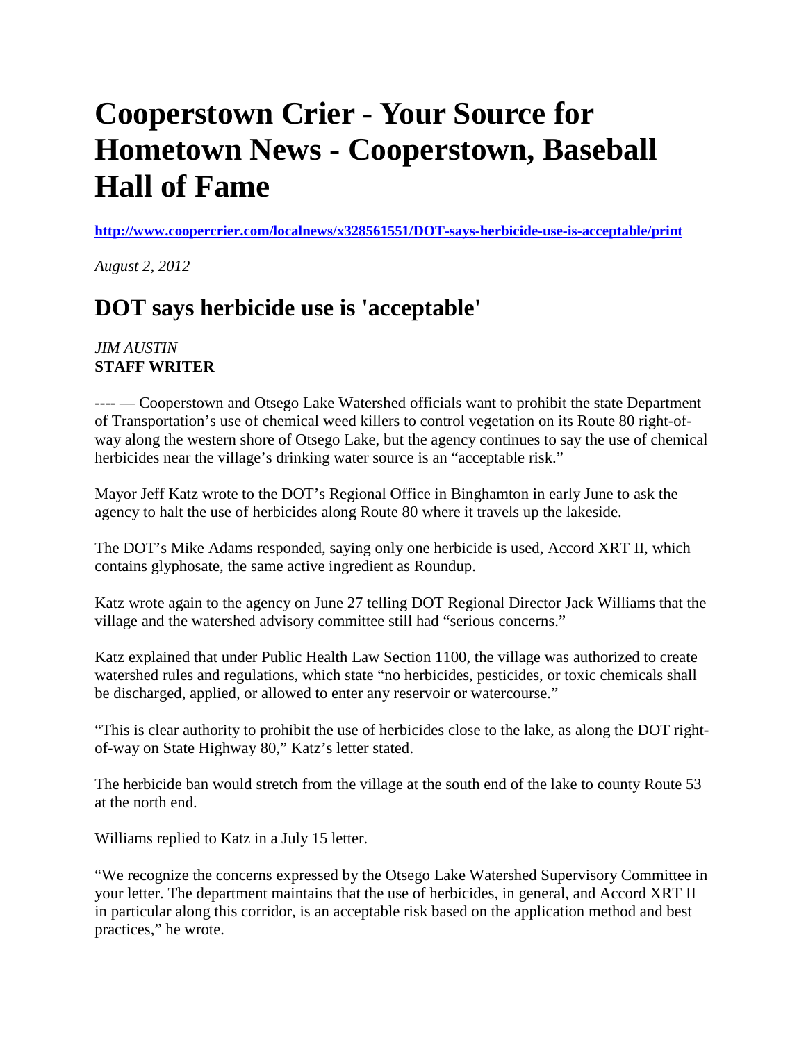# Cooperstown Crier - Your Source for Hometown News - Cooperstown, Baseball Hall of Fame

**http://www.coopercrier.com/localnews/x328561551/DOT-says-herbicide-use-is-acceptable/print**

*August 2, 2012*

## DOT says herbicide use is 'acceptable'

*JIM AUSTIN*
**STAFF WRITER**

---- — Cooperstown and Otsego Lake Watershed officials want to prohibit the state Department of Transportation's use of chemical weed killers to control vegetation on its Route 80 right-of-way along the western shore of Otsego Lake, but the agency continues to say the use of chemical herbicides near the village's drinking water source is an "acceptable risk."

Mayor Jeff Katz wrote to the DOT's Regional Office in Binghamton in early June to ask the agency to halt the use of herbicides along Route 80 where it travels up the lakeside.

The DOT's Mike Adams responded, saying only one herbicide is used, Accord XRT II, which contains glyphosate, the same active ingredient as Roundup.

Katz wrote again to the agency on June 27 telling DOT Regional Director Jack Williams that the village and the watershed advisory committee still had "serious concerns."

Katz explained that under Public Health Law Section 1100, the village was authorized to create watershed rules and regulations, which state "no herbicides, pesticides, or toxic chemicals shall be discharged, applied, or allowed to enter any reservoir or watercourse."

"This is clear authority to prohibit the use of herbicides close to the lake, as along the DOT right-of-way on State Highway 80," Katz's letter stated.

The herbicide ban would stretch from the village at the south end of the lake to county Route 53 at the north end.

Williams replied to Katz in a July 15 letter.

"We recognize the concerns expressed by the Otsego Lake Watershed Supervisory Committee in your letter. The department maintains that the use of herbicides, in general, and Accord XRT II in particular along this corridor, is an acceptable risk based on the application method and best practices," he wrote.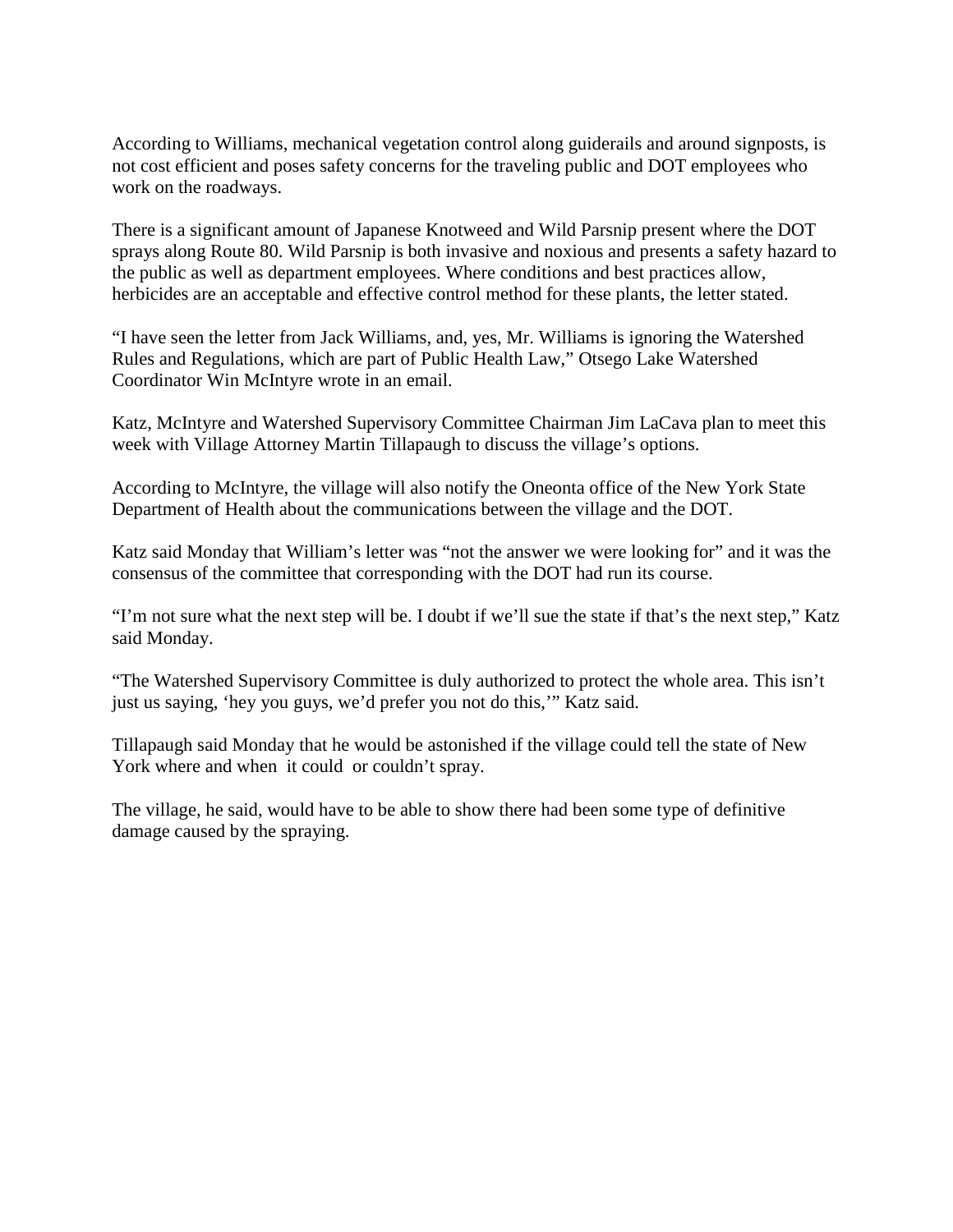According to Williams, mechanical vegetation control along guiderails and around signposts, is not cost efficient and poses safety concerns for the traveling public and DOT employees who work on the roadways.

There is a significant amount of Japanese Knotweed and Wild Parsnip present where the DOT sprays along Route 80. Wild Parsnip is both invasive and noxious and presents a safety hazard to the public as well as department employees. Where conditions and best practices allow, herbicides are an acceptable and effective control method for these plants, the letter stated.

"I have seen the letter from Jack Williams, and, yes, Mr. Williams is ignoring the Watershed Rules and Regulations, which are part of Public Health Law," Otsego Lake Watershed Coordinator Win McIntyre wrote in an email.

Katz, McIntyre and Watershed Supervisory Committee Chairman Jim LaCava plan to meet this week with Village Attorney Martin Tillapaugh to discuss the village's options.

According to McIntyre, the village will also notify the Oneonta office of the New York State Department of Health about the communications between the village and the DOT.

Katz said Monday that William's letter was "not the answer we were looking for" and it was the consensus of the committee that corresponding with the DOT had run its course.

"I'm not sure what the next step will be. I doubt if we'll sue the state if that's the next step," Katz said Monday.

"The Watershed Supervisory Committee is duly authorized to protect the whole area. This isn't just us saying, 'hey you guys, we'd prefer you not do this,'" Katz said.

Tillapaugh said Monday that he would be astonished if the village could tell the state of New York where and when it could or couldn't spray.

The village, he said, would have to be able to show there had been some type of definitive damage caused by the spraying.